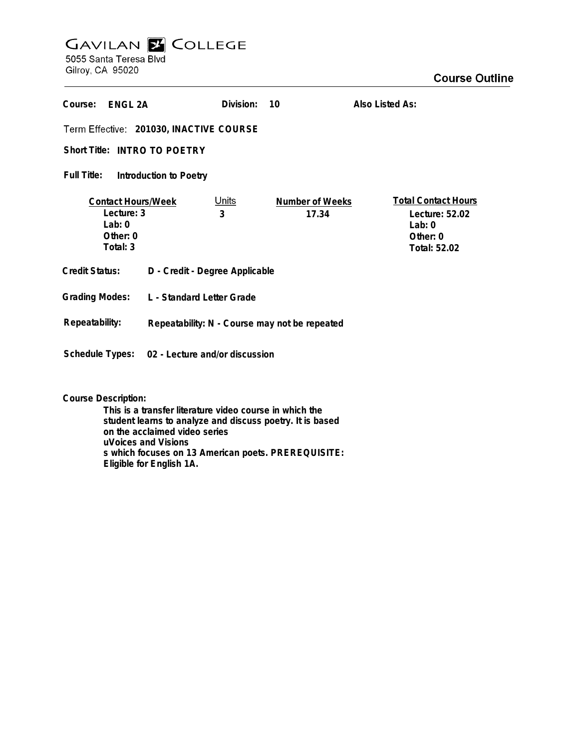# GAVILAN COLLEGE

5055 Santa Teresa Blvd
Gilroy, CA 95020

## Course Outline

**Course:** ENGL 2A **Division:** 10 **Also Listed As:**

**Term Effective:** 201030, INACTIVE COURSE

**Short Title:** INTRO TO POETRY

**Full Title:** Introduction to Poetry

| Contact Hours/Week | Units | Number of Weeks | Total Contact Hours |
|---|---|---|---|
| Lecture: 3 | 3 | 17.34 | Lecture: 52.02 |
| Lab: 0 | | | Lab: 0 |
| Other: 0 | | | Other: 0 |
| Total: 3 | | | Total: 52.02 |

**Credit Status:** D - Credit - Degree Applicable

**Grading Modes:** L - Standard Letter Grade

**Repeatability:** Repeatability: N - Course may not be repeated

**Schedule Types:** 02 - Lecture and/or discussion

**Course Description:**

This is a transfer literature video course in which the student learns to analyze and discuss poetry. It is based on the acclaimed video series
uVoices and Visions
s which focuses on 13 American poets. PREREQUISITE: Eligible for English 1A.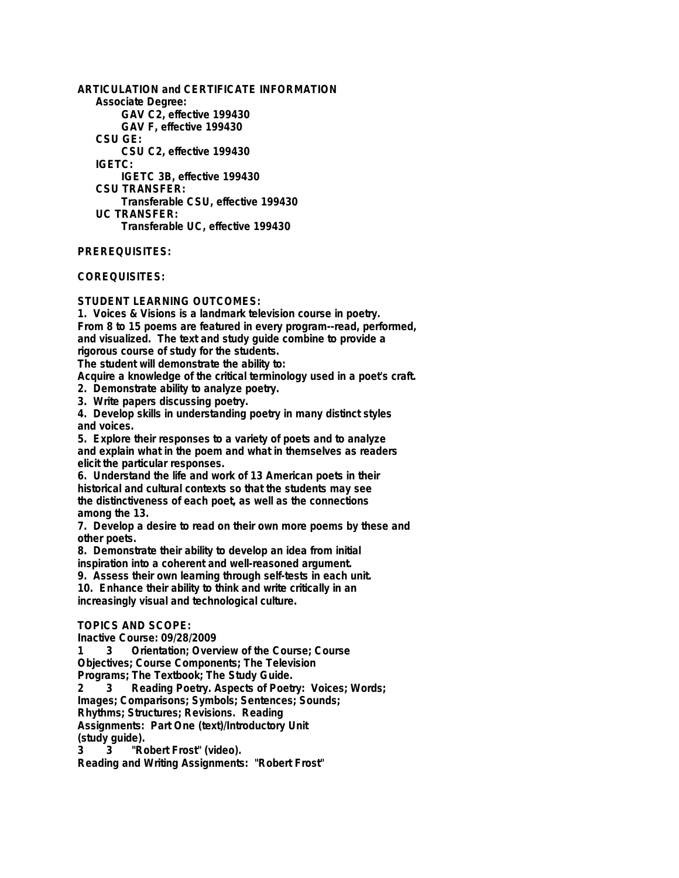**ARTICULATION and CERTIFICATE INFORMATION**

**Associate Degree:**

**GAV C2, effective 199430**

**GAV F, effective 199430**

**CSU GE:**

**CSU C2, effective 199430**

**IGETC:**

**IGETC 3B, effective 199430**

**CSU TRANSFER:**

**Transferable CSU, effective 199430**

**UC TRANSFER:**

**Transferable UC, effective 199430**

**PREREQUISITES:**

**COREQUISITES:**

**STUDENT LEARNING OUTCOMES:**

1. Voices & Visions is a landmark television course in poetry. From 8 to 15 poems are featured in every program--read, performed, and visualized. The text and study guide combine to provide a rigorous course of study for the students.
The student will demonstrate the ability to:
Acquire a knowledge of the critical terminology used in a poet's craft.
2. Demonstrate ability to analyze poetry.
3. Write papers discussing poetry.
4. Develop skills in understanding poetry in many distinct styles and voices.
5. Explore their responses to a variety of poets and to analyze and explain what in the poem and what in themselves as readers elicit the particular responses.
6. Understand the life and work of 13 American poets in their historical and cultural contexts so that the students may see the distinctiveness of each poet, as well as the connections among the 13.
7. Develop a desire to read on their own more poems by these and other poets.
8. Demonstrate their ability to develop an idea from initial inspiration into a coherent and well-reasoned argument.
9. Assess their own learning through self-tests in each unit.
10. Enhance their ability to think and write critically in an increasingly visual and technological culture.

**TOPICS AND SCOPE:**

Inactive Course: 09/28/2009

1 3 Orientation; Overview of the Course; Course Objectives; Course Components; The Television Programs; The Textbook; The Study Guide.

2 3 Reading Poetry. Aspects of Poetry: Voices; Words; Images; Comparisons; Symbols; Sentences; Sounds; Rhythms; Structures; Revisions. Reading Assignments: Part One (text)/Introductory Unit (study guide).

3 3 "Robert Frost" (video).
Reading and Writing Assignments: "Robert Frost"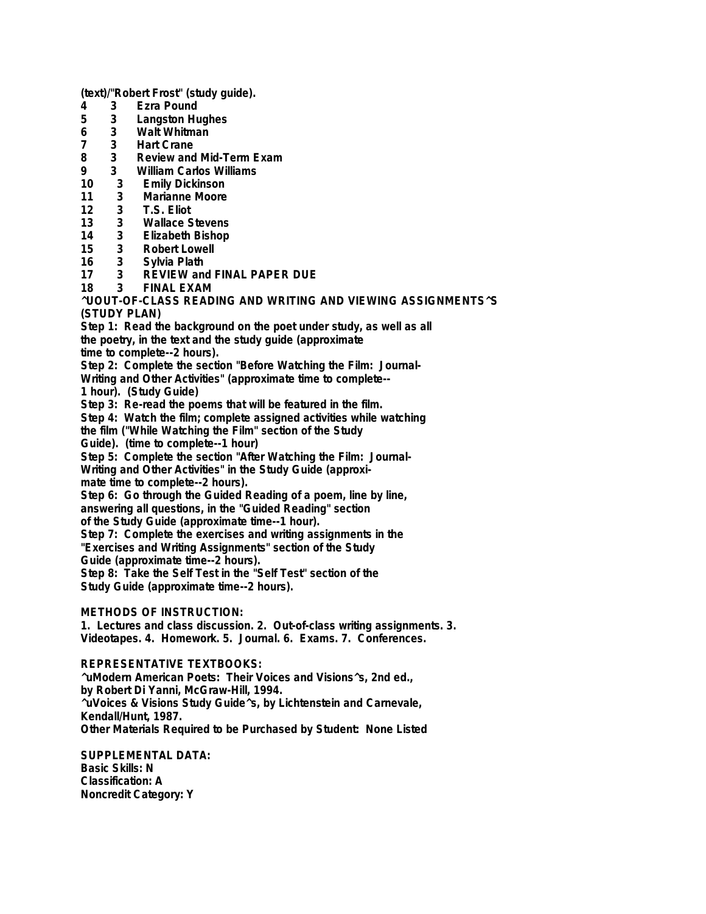(text)/"Robert Frost" (study guide).

| | | |
|---|---|---|
| 4 | 3 | Ezra Pound |
| 5 | 3 | Langston Hughes |
| 6 | 3 | Walt Whitman |
| 7 | 3 | Hart Crane |
| 8 | 3 | Review and Mid-Term Exam |
| 9 | 3 | William Carlos Williams |
| 10 | 3 | Emily Dickinson |
| 11 | 3 | Marianne Moore |
| 12 | 3 | T.S. Eliot |
| 13 | 3 | Wallace Stevens |
| 14 | 3 | Elizabeth Bishop |
| 15 | 3 | Robert Lowell |
| 16 | 3 | Sylvia Plath |
| 17 | 3 | REVIEW and FINAL PAPER DUE |
| 18 | 3 | FINAL EXAM |

^UOUT-OF-CLASS READING AND WRITING AND VIEWING ASSIGNMENTS^S (STUDY PLAN)

Step 1: Read the background on the poet under study, as well as all the poetry, in the text and the study guide (approximate time to complete--2 hours).

Step 2: Complete the section "Before Watching the Film: Journal-Writing and Other Activities" (approximate time to complete--1 hour). (Study Guide)

Step 3: Re-read the poems that will be featured in the film.

Step 4: Watch the film; complete assigned activities while watching the film ("While Watching the Film" section of the Study Guide). (time to complete--1 hour)

Step 5: Complete the section "After Watching the Film: Journal-Writing and Other Activities" in the Study Guide (approximate time to complete--2 hours).

Step 6: Go through the Guided Reading of a poem, line by line, answering all questions, in the "Guided Reading" section of the Study Guide (approximate time--1 hour).

Step 7: Complete the exercises and writing assignments in the "Exercises and Writing Assignments" section of the Study Guide (approximate time--2 hours).

Step 8: Take the Self Test in the "Self Test" section of the Study Guide (approximate time--2 hours).

METHODS OF INSTRUCTION:

1. Lectures and class discussion. 2. Out-of-class writing assignments. 3. Videotapes. 4. Homework. 5. Journal. 6. Exams. 7. Conferences.

REPRESENTATIVE TEXTBOOKS:

^uModern American Poets: Their Voices and Visions^s, 2nd ed., by Robert Di Yanni, McGraw-Hill, 1994.

^uVoices & Visions Study Guide^s, by Lichtenstein and Carnevale, Kendall/Hunt, 1987.

Other Materials Required to be Purchased by Student: None Listed

SUPPLEMENTAL DATA:

Basic Skills: N

Classification: A

Noncredit Category: Y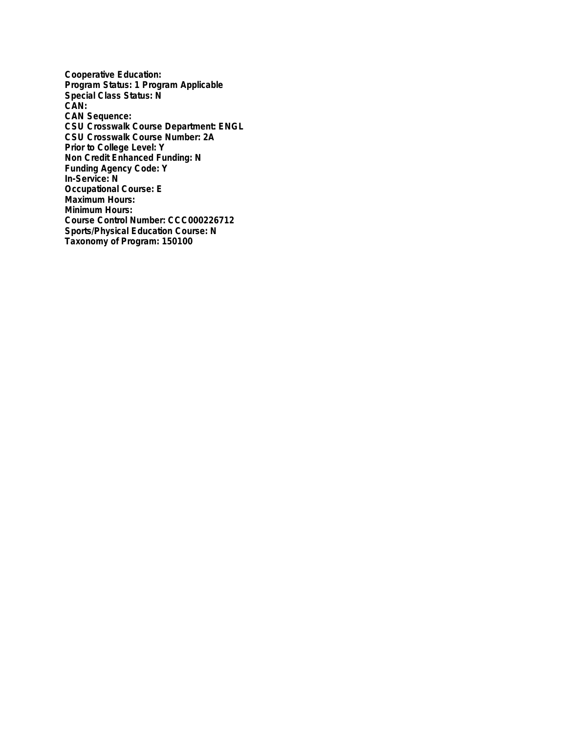**Cooperative Education:**
**Program Status: 1 Program Applicable**
**Special Class Status: N**
**CAN:**
**CAN Sequence:**
**CSU Crosswalk Course Department: ENGL**
**CSU Crosswalk Course Number: 2A**
**Prior to College Level: Y**
**Non Credit Enhanced Funding: N**
**Funding Agency Code: Y**
**In-Service: N**
**Occupational Course: E**
**Maximum Hours:**
**Minimum Hours:**
**Course Control Number: CCC000226712**
**Sports/Physical Education Course: N**
**Taxonomy of Program: 150100**